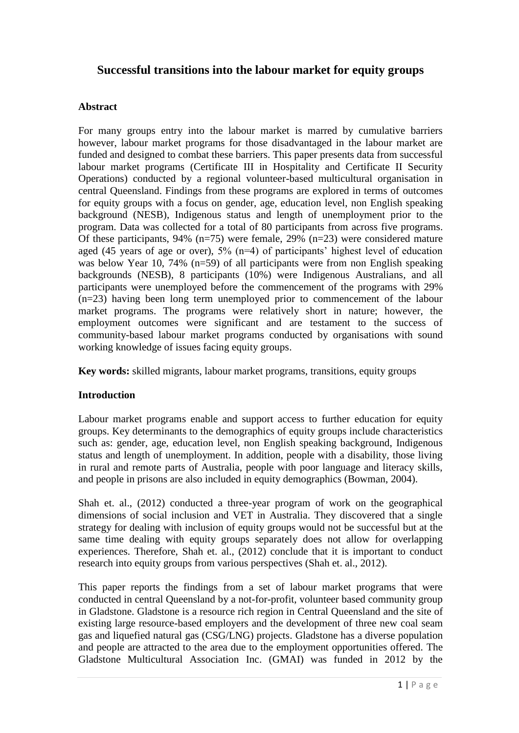# Successful transitions into the labour market for equity groups

## Abstract

For many groups entry into the labour market is marred by cumulative barriers however, labour market programs for those disadvantaged in the labour market are funded and designed to combat these barriers. This paper presents data from successful labour market programs (Certificate III in Hospitality and Certificate II Security Operations) conducted by a regional volunteer-based multicultural organisation in central Queensland. Findings from these programs are explored in terms of outcomes for equity groups with a focus on gender, age, education level, non English speaking background (NESB), Indigenous status and length of unemployment prior to the program. Data was collected for a total of 80 participants from across five programs. Of these participants, 94% (n=75) were female, 29% (n=23) were considered mature aged (45 years of age or over), 5% (n=4) of participants' highest level of education was below Year 10, 74% (n=59) of all participants were from non English speaking backgrounds (NESB), 8 participants (10%) were Indigenous Australians, and all participants were unemployed before the commencement of the programs with 29% (n=23) having been long term unemployed prior to commencement of the labour market programs. The programs were relatively short in nature; however, the employment outcomes were significant and are testament to the success of community-based labour market programs conducted by organisations with sound working knowledge of issues facing equity groups.

**Key words:** skilled migrants, labour market programs, transitions, equity groups

## Introduction

Labour market programs enable and support access to further education for equity groups. Key determinants to the demographics of equity groups include characteristics such as: gender, age, education level, non English speaking background, Indigenous status and length of unemployment. In addition, people with a disability, those living in rural and remote parts of Australia, people with poor language and literacy skills, and people in prisons are also included in equity demographics (Bowman, 2004).

Shah et. al., (2012) conducted a three-year program of work on the geographical dimensions of social inclusion and VET in Australia. They discovered that a single strategy for dealing with inclusion of equity groups would not be successful but at the same time dealing with equity groups separately does not allow for overlapping experiences. Therefore, Shah et. al., (2012) conclude that it is important to conduct research into equity groups from various perspectives (Shah et. al., 2012).

This paper reports the findings from a set of labour market programs that were conducted in central Queensland by a not-for-profit, volunteer based community group in Gladstone. Gladstone is a resource rich region in Central Queensland and the site of existing large resource-based employers and the development of three new coal seam gas and liquefied natural gas (CSG/LNG) projects. Gladstone has a diverse population and people are attracted to the area due to the employment opportunities offered. The Gladstone Multicultural Association Inc. (GMAI) was funded in 2012 by the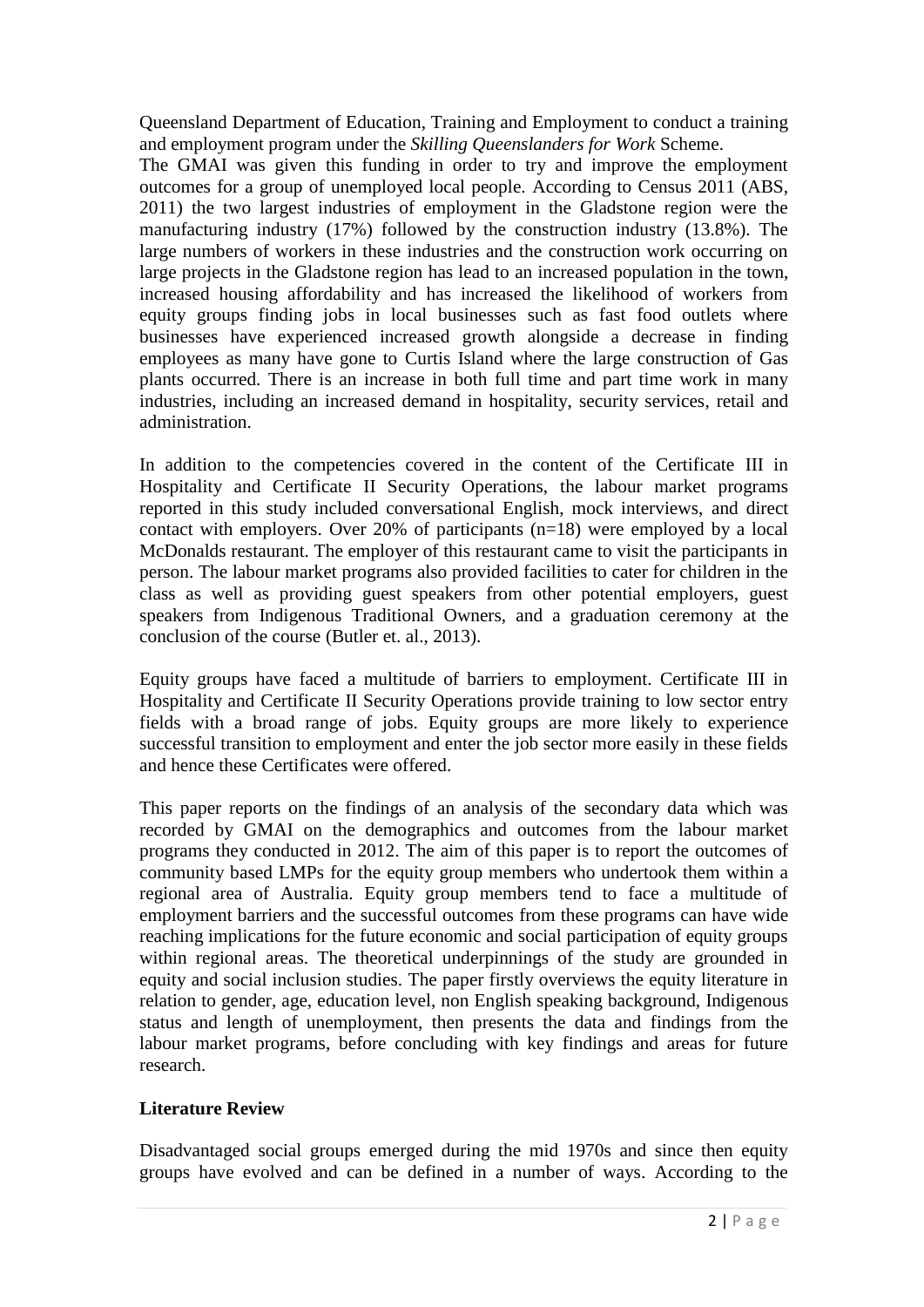Queensland Department of Education, Training and Employment to conduct a training and employment program under the *Skilling Queenslanders for Work* Scheme.
The GMAI was given this funding in order to try and improve the employment outcomes for a group of unemployed local people. According to Census 2011 (ABS, 2011) the two largest industries of employment in the Gladstone region were the manufacturing industry (17%) followed by the construction industry (13.8%). The large numbers of workers in these industries and the construction work occurring on large projects in the Gladstone region has lead to an increased population in the town, increased housing affordability and has increased the likelihood of workers from equity groups finding jobs in local businesses such as fast food outlets where businesses have experienced increased growth alongside a decrease in finding employees as many have gone to Curtis Island where the large construction of Gas plants occurred. There is an increase in both full time and part time work in many industries, including an increased demand in hospitality, security services, retail and administration.

In addition to the competencies covered in the content of the Certificate III in Hospitality and Certificate II Security Operations, the labour market programs reported in this study included conversational English, mock interviews, and direct contact with employers. Over 20% of participants (n=18) were employed by a local McDonalds restaurant. The employer of this restaurant came to visit the participants in person. The labour market programs also provided facilities to cater for children in the class as well as providing guest speakers from other potential employers, guest speakers from Indigenous Traditional Owners, and a graduation ceremony at the conclusion of the course (Butler et. al., 2013).

Equity groups have faced a multitude of barriers to employment. Certificate III in Hospitality and Certificate II Security Operations provide training to low sector entry fields with a broad range of jobs. Equity groups are more likely to experience successful transition to employment and enter the job sector more easily in these fields and hence these Certificates were offered.

This paper reports on the findings of an analysis of the secondary data which was recorded by GMAI on the demographics and outcomes from the labour market programs they conducted in 2012. The aim of this paper is to report the outcomes of community based LMPs for the equity group members who undertook them within a regional area of Australia. Equity group members tend to face a multitude of employment barriers and the successful outcomes from these programs can have wide reaching implications for the future economic and social participation of equity groups within regional areas. The theoretical underpinnings of the study are grounded in equity and social inclusion studies. The paper firstly overviews the equity literature in relation to gender, age, education level, non English speaking background, Indigenous status and length of unemployment, then presents the data and findings from the labour market programs, before concluding with key findings and areas for future research.

## Literature Review

Disadvantaged social groups emerged during the mid 1970s and since then equity groups have evolved and can be defined in a number of ways. According to the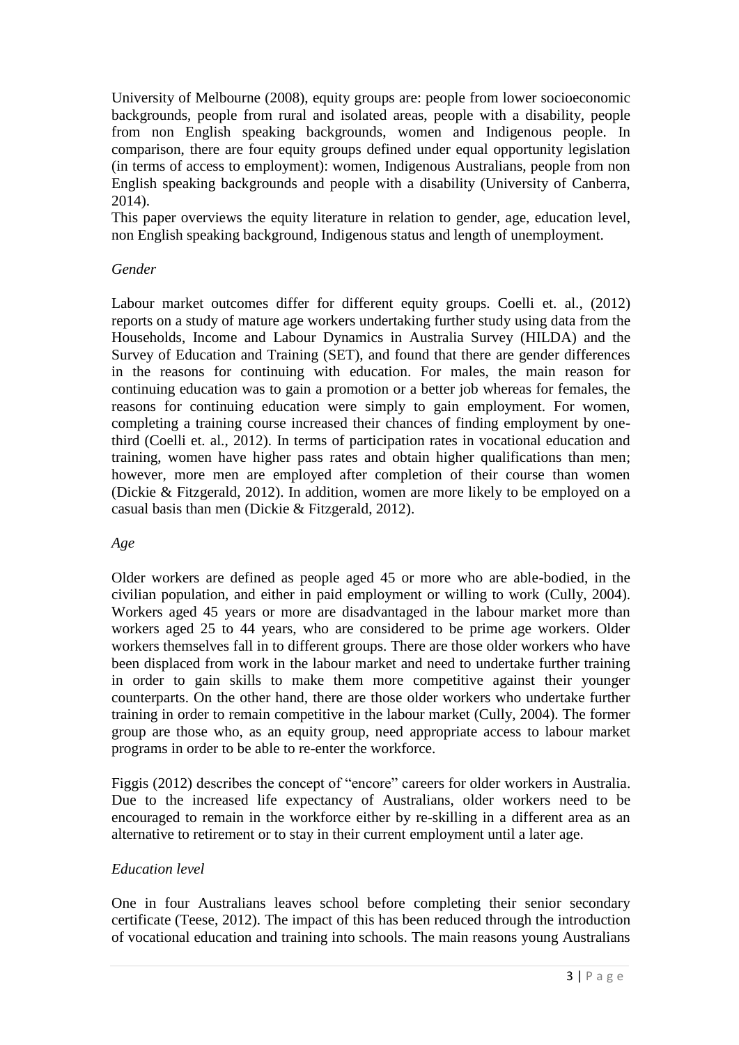University of Melbourne (2008), equity groups are: people from lower socioeconomic backgrounds, people from rural and isolated areas, people with a disability, people from non English speaking backgrounds, women and Indigenous people. In comparison, there are four equity groups defined under equal opportunity legislation (in terms of access to employment): women, Indigenous Australians, people from non English speaking backgrounds and people with a disability (University of Canberra, 2014).

This paper overviews the equity literature in relation to gender, age, education level, non English speaking background, Indigenous status and length of unemployment.

### *Gender*

Labour market outcomes differ for different equity groups. Coelli et. al., (2012) reports on a study of mature age workers undertaking further study using data from the Households, Income and Labour Dynamics in Australia Survey (HILDA) and the Survey of Education and Training (SET), and found that there are gender differences in the reasons for continuing with education. For males, the main reason for continuing education was to gain a promotion or a better job whereas for females, the reasons for continuing education were simply to gain employment. For women, completing a training course increased their chances of finding employment by one-third (Coelli et. al., 2012). In terms of participation rates in vocational education and training, women have higher pass rates and obtain higher qualifications than men; however, more men are employed after completion of their course than women (Dickie & Fitzgerald, 2012). In addition, women are more likely to be employed on a casual basis than men (Dickie & Fitzgerald, 2012).

### *Age*

Older workers are defined as people aged 45 or more who are able-bodied, in the civilian population, and either in paid employment or willing to work (Cully, 2004). Workers aged 45 years or more are disadvantaged in the labour market more than workers aged 25 to 44 years, who are considered to be prime age workers. Older workers themselves fall in to different groups. There are those older workers who have been displaced from work in the labour market and need to undertake further training in order to gain skills to make them more competitive against their younger counterparts. On the other hand, there are those older workers who undertake further training in order to remain competitive in the labour market (Cully, 2004). The former group are those who, as an equity group, need appropriate access to labour market programs in order to be able to re-enter the workforce.

Figgis (2012) describes the concept of "encore" careers for older workers in Australia. Due to the increased life expectancy of Australians, older workers need to be encouraged to remain in the workforce either by re-skilling in a different area as an alternative to retirement or to stay in their current employment until a later age.

### *Education level*

One in four Australians leaves school before completing their senior secondary certificate (Teese, 2012). The impact of this has been reduced through the introduction of vocational education and training into schools. The main reasons young Australians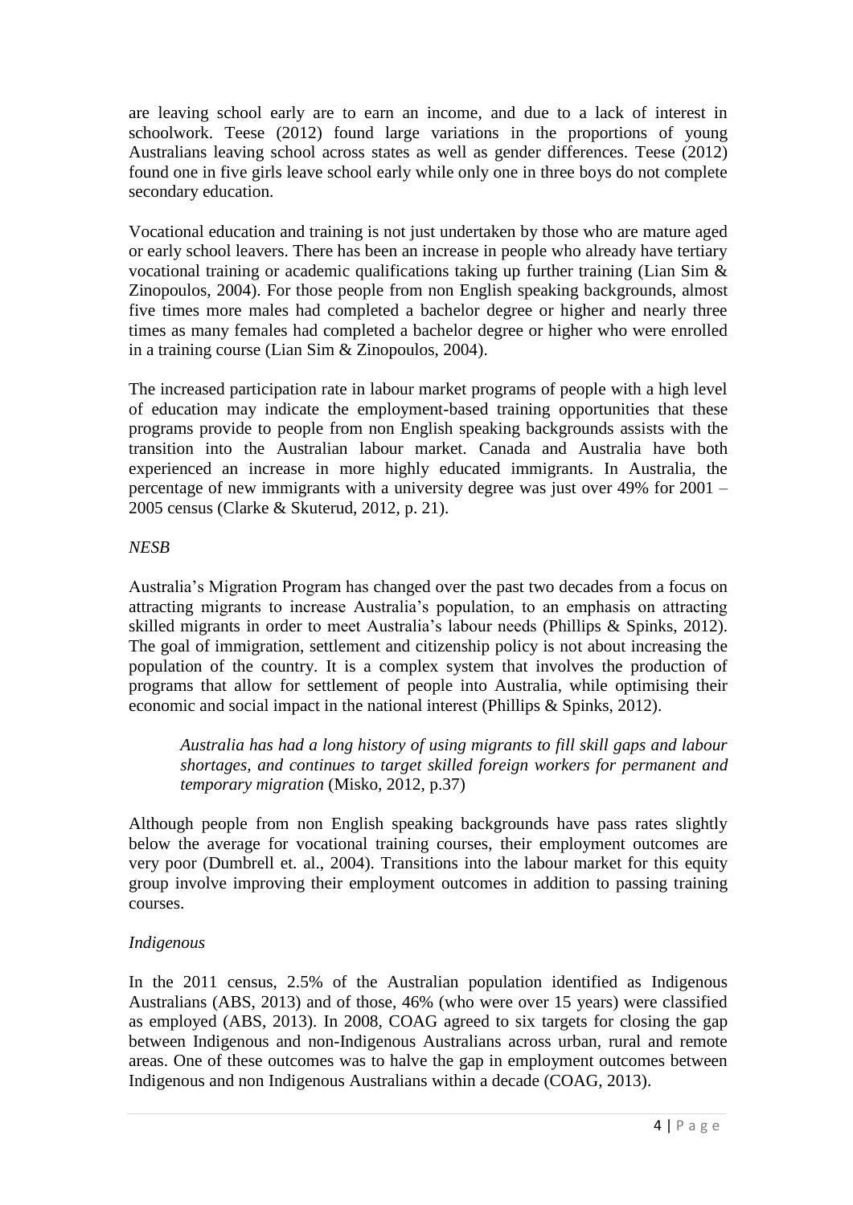are leaving school early are to earn an income, and due to a lack of interest in schoolwork. Teese (2012) found large variations in the proportions of young Australians leaving school across states as well as gender differences. Teese (2012) found one in five girls leave school early while only one in three boys do not complete secondary education.

Vocational education and training is not just undertaken by those who are mature aged or early school leavers. There has been an increase in people who already have tertiary vocational training or academic qualifications taking up further training (Lian Sim & Zinopoulos, 2004). For those people from non English speaking backgrounds, almost five times more males had completed a bachelor degree or higher and nearly three times as many females had completed a bachelor degree or higher who were enrolled in a training course (Lian Sim & Zinopoulos, 2004).

The increased participation rate in labour market programs of people with a high level of education may indicate the employment-based training opportunities that these programs provide to people from non English speaking backgrounds assists with the transition into the Australian labour market. Canada and Australia have both experienced an increase in more highly educated immigrants. In Australia, the percentage of new immigrants with a university degree was just over 49% for 2001 – 2005 census (Clarke & Skuterud, 2012, p. 21).

*NESB*

Australia's Migration Program has changed over the past two decades from a focus on attracting migrants to increase Australia's population, to an emphasis on attracting skilled migrants in order to meet Australia's labour needs (Phillips & Spinks, 2012). The goal of immigration, settlement and citizenship policy is not about increasing the population of the country. It is a complex system that involves the production of programs that allow for settlement of people into Australia, while optimising their economic and social impact in the national interest (Phillips & Spinks, 2012).

> *Australia has had a long history of using migrants to fill skill gaps and labour shortages, and continues to target skilled foreign workers for permanent and temporary migration* (Misko, 2012, p.37)

Although people from non English speaking backgrounds have pass rates slightly below the average for vocational training courses, their employment outcomes are very poor (Dumbrell et. al., 2004). Transitions into the labour market for this equity group involve improving their employment outcomes in addition to passing training courses.

*Indigenous*

In the 2011 census, 2.5% of the Australian population identified as Indigenous Australians (ABS, 2013) and of those, 46% (who were over 15 years) were classified as employed (ABS, 2013). In 2008, COAG agreed to six targets for closing the gap between Indigenous and non-Indigenous Australians across urban, rural and remote areas. One of these outcomes was to halve the gap in employment outcomes between Indigenous and non Indigenous Australians within a decade (COAG, 2013).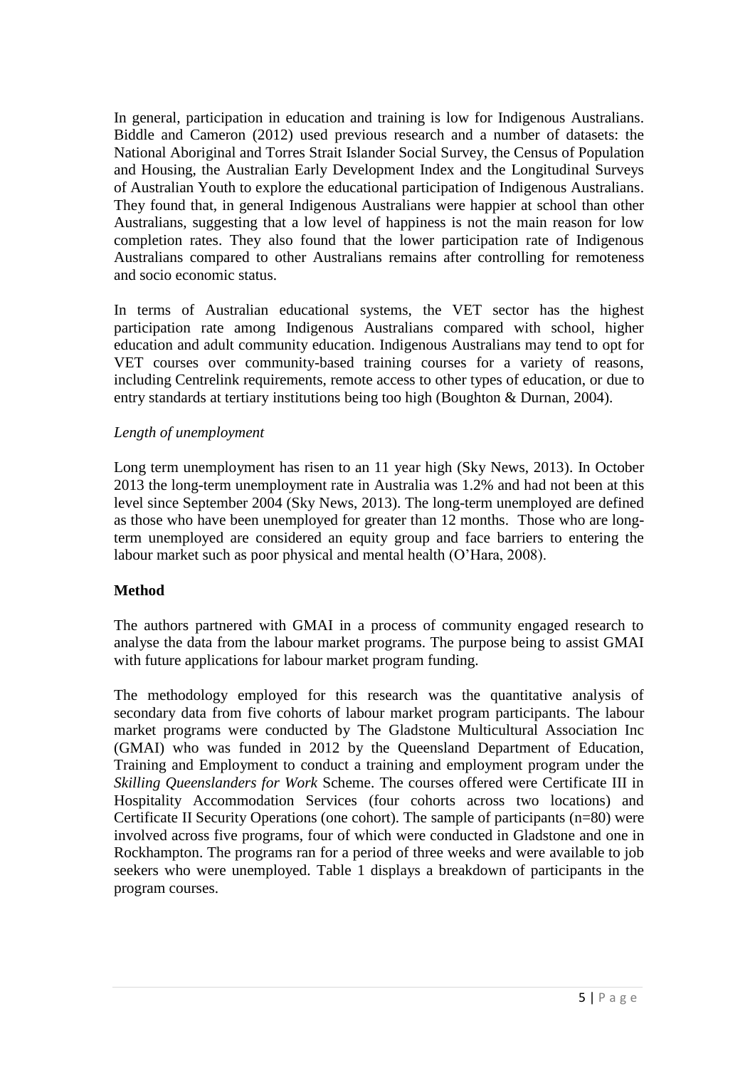In general, participation in education and training is low for Indigenous Australians. Biddle and Cameron (2012) used previous research and a number of datasets: the National Aboriginal and Torres Strait Islander Social Survey, the Census of Population and Housing, the Australian Early Development Index and the Longitudinal Surveys of Australian Youth to explore the educational participation of Indigenous Australians. They found that, in general Indigenous Australians were happier at school than other Australians, suggesting that a low level of happiness is not the main reason for low completion rates. They also found that the lower participation rate of Indigenous Australians compared to other Australians remains after controlling for remoteness and socio economic status.

In terms of Australian educational systems, the VET sector has the highest participation rate among Indigenous Australians compared with school, higher education and adult community education. Indigenous Australians may tend to opt for VET courses over community-based training courses for a variety of reasons, including Centrelink requirements, remote access to other types of education, or due to entry standards at tertiary institutions being too high (Boughton & Durnan, 2004).

*Length of unemployment*

Long term unemployment has risen to an 11 year high (Sky News, 2013). In October 2013 the long-term unemployment rate in Australia was 1.2% and had not been at this level since September 2004 (Sky News, 2013). The long-term unemployed are defined as those who have been unemployed for greater than 12 months. Those who are long-term unemployed are considered an equity group and face barriers to entering the labour market such as poor physical and mental health (O'Hara, 2008).

## Method

The authors partnered with GMAI in a process of community engaged research to analyse the data from the labour market programs. The purpose being to assist GMAI with future applications for labour market program funding.

The methodology employed for this research was the quantitative analysis of secondary data from five cohorts of labour market program participants. The labour market programs were conducted by The Gladstone Multicultural Association Inc (GMAI) who was funded in 2012 by the Queensland Department of Education, Training and Employment to conduct a training and employment program under the *Skilling Queenslanders for Work* Scheme. The courses offered were Certificate III in Hospitality Accommodation Services (four cohorts across two locations) and Certificate II Security Operations (one cohort). The sample of participants (n=80) were involved across five programs, four of which were conducted in Gladstone and one in Rockhampton. The programs ran for a period of three weeks and were available to job seekers who were unemployed. Table 1 displays a breakdown of participants in the program courses.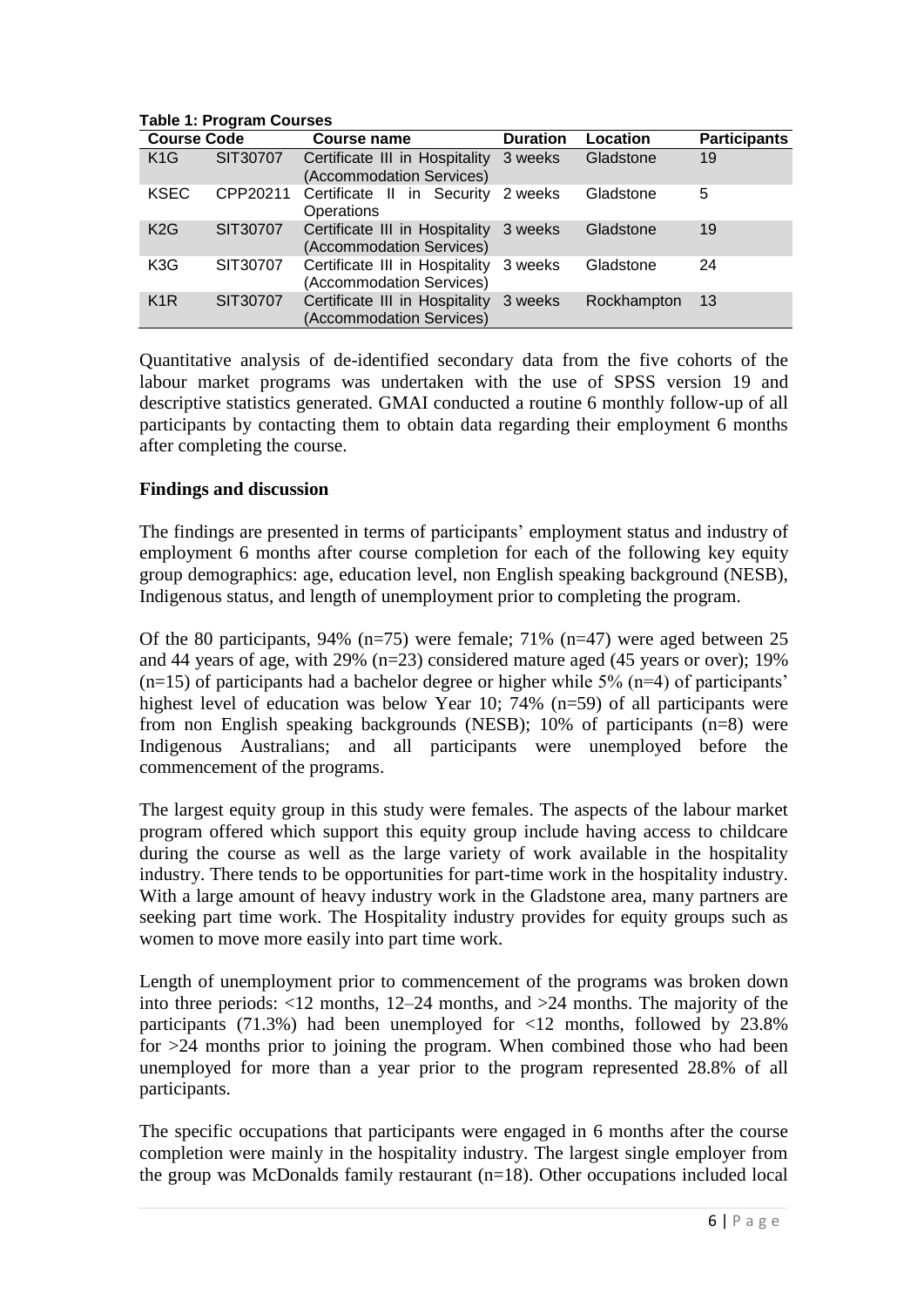**Table 1: Program Courses**

| Course Code | | Course name | Duration | Location | Participants |
|---|---|---|---|---|---|
| K1G | SIT30707 | Certificate III in Hospitality (Accommodation Services) | 3 weeks | Gladstone | 19 |
| KSEC | CPP20211 | Certificate II in Security Operations | 2 weeks | Gladstone | 5 |
| K2G | SIT30707 | Certificate III in Hospitality (Accommodation Services) | 3 weeks | Gladstone | 19 |
| K3G | SIT30707 | Certificate III in Hospitality (Accommodation Services) | 3 weeks | Gladstone | 24 |
| K1R | SIT30707 | Certificate III in Hospitality (Accommodation Services) | 3 weeks | Rockhampton | 13 |

Quantitative analysis of de-identified secondary data from the five cohorts of the labour market programs was undertaken with the use of SPSS version 19 and descriptive statistics generated. GMAI conducted a routine 6 monthly follow-up of all participants by contacting them to obtain data regarding their employment 6 months after completing the course.

## Findings and discussion

The findings are presented in terms of participants' employment status and industry of employment 6 months after course completion for each of the following key equity group demographics: age, education level, non English speaking background (NESB), Indigenous status, and length of unemployment prior to completing the program.

Of the 80 participants, 94% (n=75) were female; 71% (n=47) were aged between 25 and 44 years of age, with 29% (n=23) considered mature aged (45 years or over); 19% (n=15) of participants had a bachelor degree or higher while 5% (n=4) of participants' highest level of education was below Year 10; 74% (n=59) of all participants were from non English speaking backgrounds (NESB); 10% of participants (n=8) were Indigenous Australians; and all participants were unemployed before the commencement of the programs.

The largest equity group in this study were females. The aspects of the labour market program offered which support this equity group include having access to childcare during the course as well as the large variety of work available in the hospitality industry. There tends to be opportunities for part-time work in the hospitality industry. With a large amount of heavy industry work in the Gladstone area, many partners are seeking part time work. The Hospitality industry provides for equity groups such as women to move more easily into part time work.

Length of unemployment prior to commencement of the programs was broken down into three periods: <12 months, 12–24 months, and >24 months. The majority of the participants (71.3%) had been unemployed for <12 months, followed by 23.8% for >24 months prior to joining the program. When combined those who had been unemployed for more than a year prior to the program represented 28.8% of all participants.

The specific occupations that participants were engaged in 6 months after the course completion were mainly in the hospitality industry. The largest single employer from the group was McDonalds family restaurant (n=18). Other occupations included local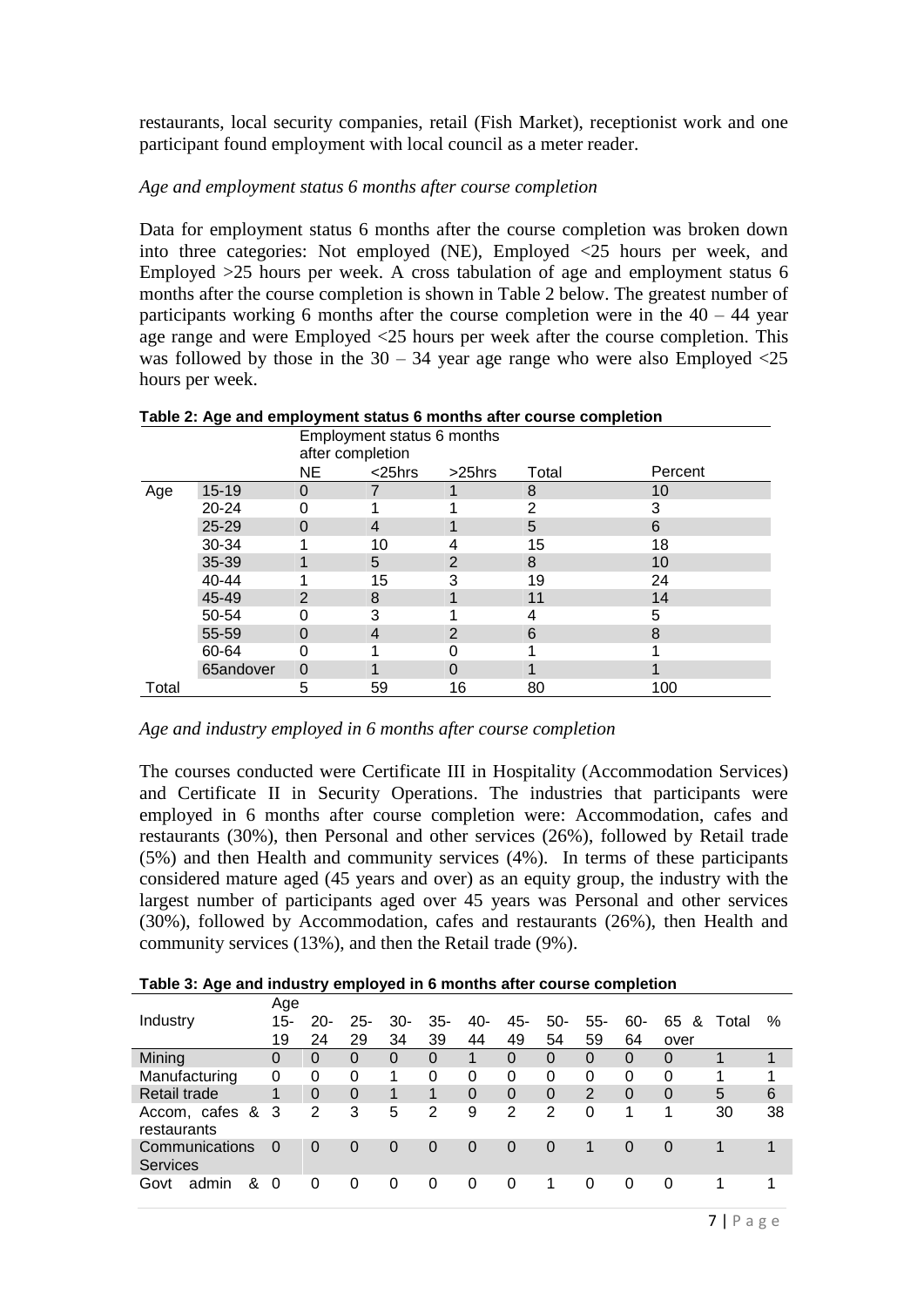restaurants, local security companies, retail (Fish Market), receptionist work and one participant found employment with local council as a meter reader.

*Age and employment status 6 months after course completion*

Data for employment status 6 months after the course completion was broken down into three categories: Not employed (NE), Employed <25 hours per week, and Employed >25 hours per week. A cross tabulation of age and employment status 6 months after the course completion is shown in Table 2 below. The greatest number of participants working 6 months after the course completion were in the 40 – 44 year age range and were Employed <25 hours per week after the course completion. This was followed by those in the 30 – 34 year age range who were also Employed <25 hours per week.

**Table 2: Age and employment status 6 months after course completion**

| | | Employment status 6 months after completion | | | | |
|---|---|---|---|---|---|---|
| | | NE | <25hrs | >25hrs | Total | Percent |
| Age | 15-19 | 0 | 7 | 1 | 8 | 10 |
| | 20-24 | 0 | 1 | 1 | 2 | 3 |
| | 25-29 | 0 | 4 | 1 | 5 | 6 |
| | 30-34 | 1 | 10 | 4 | 15 | 18 |
| | 35-39 | 1 | 5 | 2 | 8 | 10 |
| | 40-44 | 1 | 15 | 3 | 19 | 24 |
| | 45-49 | 2 | 8 | 1 | 11 | 14 |
| | 50-54 | 0 | 3 | 1 | 4 | 5 |
| | 55-59 | 0 | 4 | 2 | 6 | 8 |
| | 60-64 | 0 | 1 | 0 | 1 | 1 |
| | 65andover | 0 | 1 | 0 | 1 | 1 |
| Total | | 5 | 59 | 16 | 80 | 100 |

*Age and industry employed in 6 months after course completion*

The courses conducted were Certificate III in Hospitality (Accommodation Services) and Certificate II in Security Operations. The industries that participants were employed in 6 months after course completion were: Accommodation, cafes and restaurants (30%), then Personal and other services (26%), followed by Retail trade (5%) and then Health and community services (4%). In terms of these participants considered mature aged (45 years and over) as an equity group, the industry with the largest number of participants aged over 45 years was Personal and other services (30%), followed by Accommodation, cafes and restaurants (26%), then Health and community services (13%), and then the Retail trade (9%).

**Table 3: Age and industry employed in 6 months after course completion**

| Industry | Age 15-19 | 20-24 | 25-29 | 30-34 | 35-39 | 40-44 | 45-49 | 50-54 | 55-59 | 60-64 | 65 & over | Total | % |
|---|---|---|---|---|---|---|---|---|---|---|---|---|---|
| Mining | 0 | 0 | 0 | 0 | 0 | 1 | 0 | 0 | 0 | 0 | 0 | 1 | 1 |
| Manufacturing | 0 | 0 | 0 | 1 | 0 | 0 | 0 | 0 | 0 | 0 | 0 | 1 | 1 |
| Retail trade | 1 | 0 | 0 | 1 | 1 | 0 | 0 | 0 | 2 | 0 | 0 | 5 | 6 |
| Accom, cafes & restaurants | 3 | 2 | 3 | 5 | 2 | 9 | 2 | 2 | 0 | 1 | 1 | 30 | 38 |
| Communications Services | 0 | 0 | 0 | 0 | 0 | 0 | 0 | 0 | 1 | 0 | 0 | 1 | 1 |
| Govt admin & | 0 | 0 | 0 | 0 | 0 | 0 | 0 | 1 | 0 | 0 | 0 | 1 | 1 |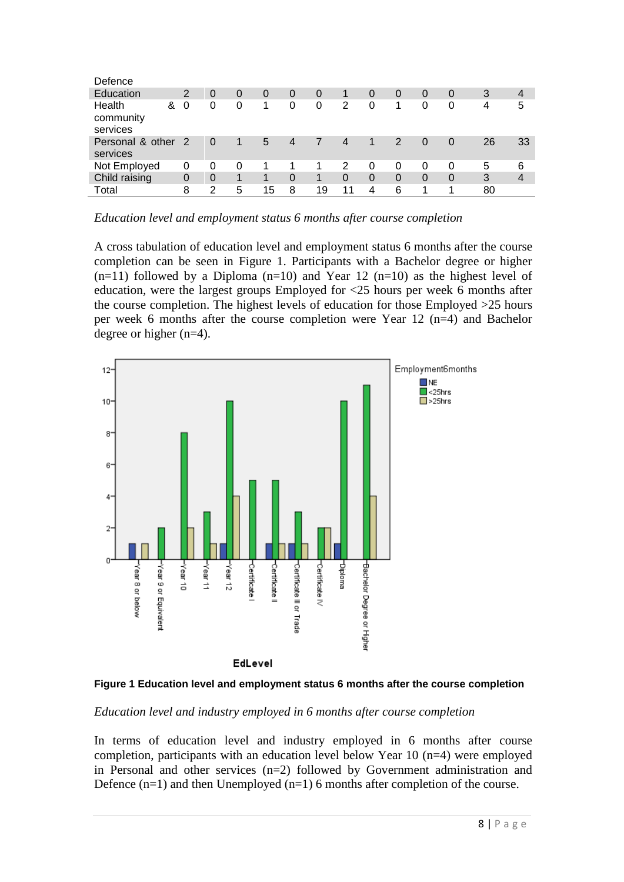| | | | | | | | | | | | | | |
|---|---|---|---|---|---|---|---|---|---|---|---|---|---|
| Defence | | | | | | | | | | | | | |
| Education | 2 | 0 | 0 | 0 | 0 | 0 | 1 | 0 | 0 | 0 | 0 | 3 | 4 |
| Health & community services | 0 | 0 | 0 | 1 | 0 | 0 | 2 | 0 | 1 | 0 | 0 | 4 | 5 |
| Personal & other services | 2 | 0 | 1 | 5 | 4 | 7 | 4 | 1 | 2 | 0 | 0 | 26 | 33 |
| Not Employed | 0 | 0 | 0 | 1 | 1 | 1 | 2 | 0 | 0 | 0 | 0 | 5 | 6 |
| Child raising | 0 | 0 | 1 | 1 | 0 | 1 | 0 | 0 | 0 | 0 | 0 | 3 | 4 |
| Total | 8 | 2 | 5 | 15 | 8 | 19 | 11 | 4 | 6 | 1 | 1 | 80 | |

*Education level and employment status 6 months after course completion*

A cross tabulation of education level and employment status 6 months after the course completion can be seen in Figure 1. Participants with a Bachelor degree or higher (n=11) followed by a Diploma (n=10) and Year 12 (n=10) as the highest level of education, were the largest groups Employed for <25 hours per week 6 months after the course completion. The highest levels of education for those Employed >25 hours per week 6 months after the course completion were Year 12 (n=4) and Bachelor degree or higher (n=4).

**Figure 1 Education level and employment status 6 months after the course completion**

*Education level and industry employed in 6 months after course completion*

In terms of education level and industry employed in 6 months after course completion, participants with an education level below Year 10 (n=4) were employed in Personal and other services (n=2) followed by Government administration and Defence (n=1) and then Unemployed (n=1) 6 months after completion of the course.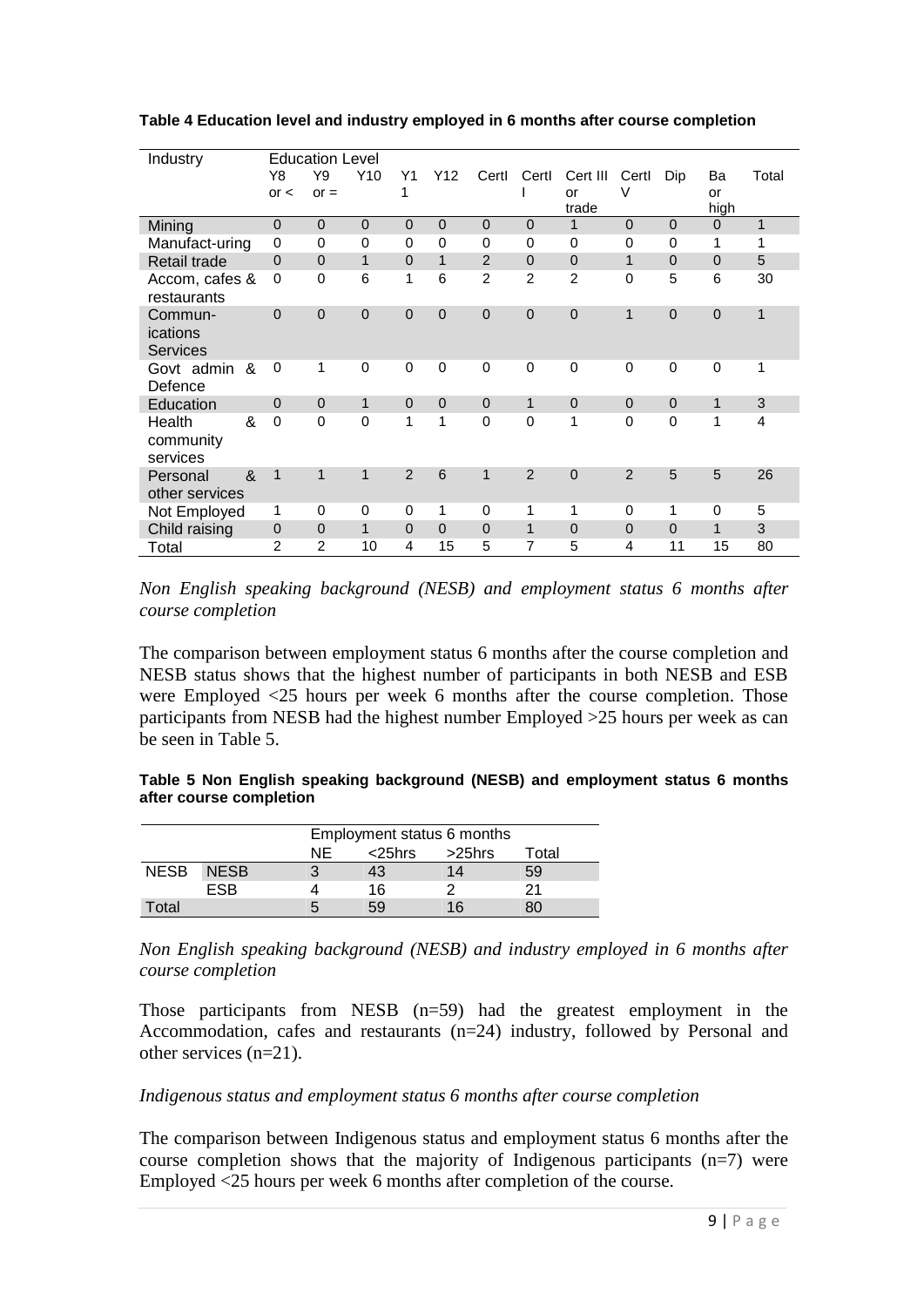**Table 4 Education level and industry employed in 6 months after course completion**

| Industry | Education Level | | | | | | | | | | | |
|---|---|---|---|---|---|---|---|---|---|---|---|---|
| | Y8 or < | Y9 or = | Y10 | Y11 | Y12 | CertI | CertII | Cert III or trade | CertIV | Dip | Ba or high | Total |
| Mining | 0 | 0 | 0 | 0 | 0 | 0 | 0 | 1 | 0 | 0 | 0 | 1 |
| Manufact-uring | 0 | 0 | 0 | 0 | 0 | 0 | 0 | 0 | 0 | 0 | 1 | 1 |
| Retail trade | 0 | 0 | 1 | 0 | 1 | 2 | 0 | 0 | 1 | 0 | 0 | 5 |
| Accom, cafes & restaurants | 0 | 0 | 6 | 1 | 6 | 2 | 2 | 2 | 0 | 5 | 6 | 30 |
| Commun-ications Services | 0 | 0 | 0 | 0 | 0 | 0 | 0 | 0 | 1 | 0 | 0 | 1 |
| Govt admin & Defence | 0 | 1 | 0 | 0 | 0 | 0 | 0 | 0 | 0 | 0 | 0 | 1 |
| Education | 0 | 0 | 1 | 0 | 0 | 0 | 1 | 0 | 0 | 0 | 1 | 3 |
| Health & community services | 0 | 0 | 0 | 1 | 1 | 0 | 0 | 1 | 0 | 0 | 1 | 4 |
| Personal & other services | 1 | 1 | 1 | 2 | 6 | 1 | 2 | 0 | 2 | 5 | 5 | 26 |
| Not Employed | 1 | 0 | 0 | 0 | 1 | 0 | 1 | 1 | 0 | 1 | 0 | 5 |
| Child raising | 0 | 0 | 1 | 0 | 0 | 0 | 1 | 0 | 0 | 0 | 1 | 3 |
| Total | 2 | 2 | 10 | 4 | 15 | 5 | 7 | 5 | 4 | 11 | 15 | 80 |

*Non English speaking background (NESB) and employment status 6 months after course completion*

The comparison between employment status 6 months after the course completion and NESB status shows that the highest number of participants in both NESB and ESB were Employed <25 hours per week 6 months after the course completion. Those participants from NESB had the highest number Employed >25 hours per week as can be seen in Table 5.

**Table 5 Non English speaking background (NESB) and employment status 6 months after course completion**

| | | Employment status 6 months | | | |
|---|---|---|---|---|---|
| | | NE | <25hrs | >25hrs | Total |
| NESB | NESB | 3 | 43 | 14 | 59 |
| | ESB | 4 | 16 | 2 | 21 |
| Total | | 5 | 59 | 16 | 80 |

*Non English speaking background (NESB) and industry employed in 6 months after course completion*

Those participants from NESB (n=59) had the greatest employment in the Accommodation, cafes and restaurants (n=24) industry, followed by Personal and other services (n=21).

*Indigenous status and employment status 6 months after course completion*

The comparison between Indigenous status and employment status 6 months after the course completion shows that the majority of Indigenous participants (n=7) were Employed <25 hours per week 6 months after completion of the course.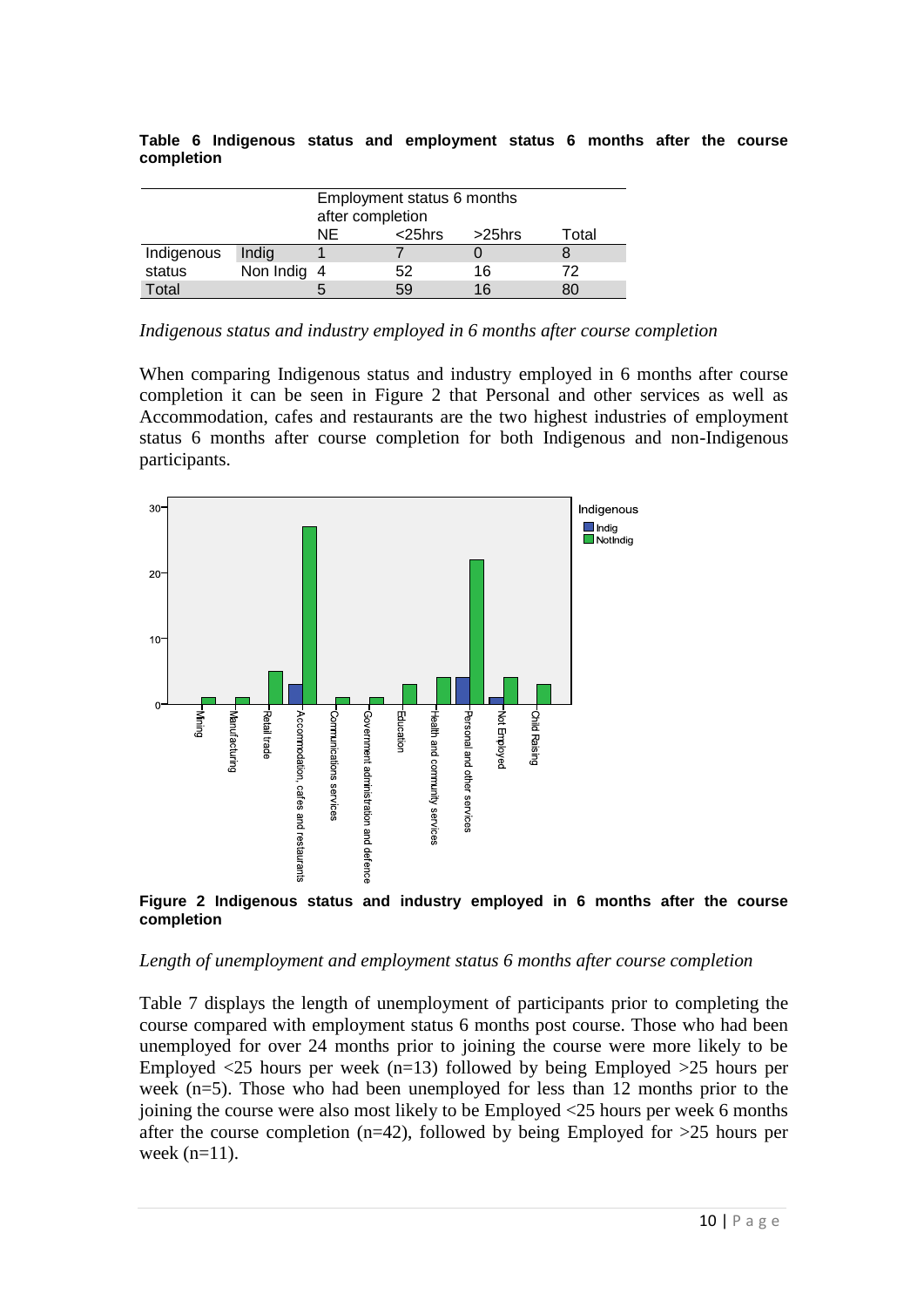**Table 6 Indigenous status and employment status 6 months after the course completion**

| | | Employment status 6 months after completion | | | |
|---|---|---|---|---|---|
| | | NE | <25hrs | >25hrs | Total |
| Indigenous status | Indig | 1 | 7 | 0 | 8 |
| | Non Indig | 4 | 52 | 16 | 72 |
| Total | | 5 | 59 | 16 | 80 |

*Indigenous status and industry employed in 6 months after course completion*

When comparing Indigenous status and industry employed in 6 months after course completion it can be seen in Figure 2 that Personal and other services as well as Accommodation, cafes and restaurants are the two highest industries of employment status 6 months after course completion for both Indigenous and non-Indigenous participants.

**Figure 2 Indigenous status and industry employed in 6 months after the course completion**

*Length of unemployment and employment status 6 months after course completion*

Table 7 displays the length of unemployment of participants prior to completing the course compared with employment status 6 months post course. Those who had been unemployed for over 24 months prior to joining the course were more likely to be Employed <25 hours per week (n=13) followed by being Employed >25 hours per week (n=5). Those who had been unemployed for less than 12 months prior to the joining the course were also most likely to be Employed <25 hours per week 6 months after the course completion (n=42), followed by being Employed for >25 hours per week (n=11).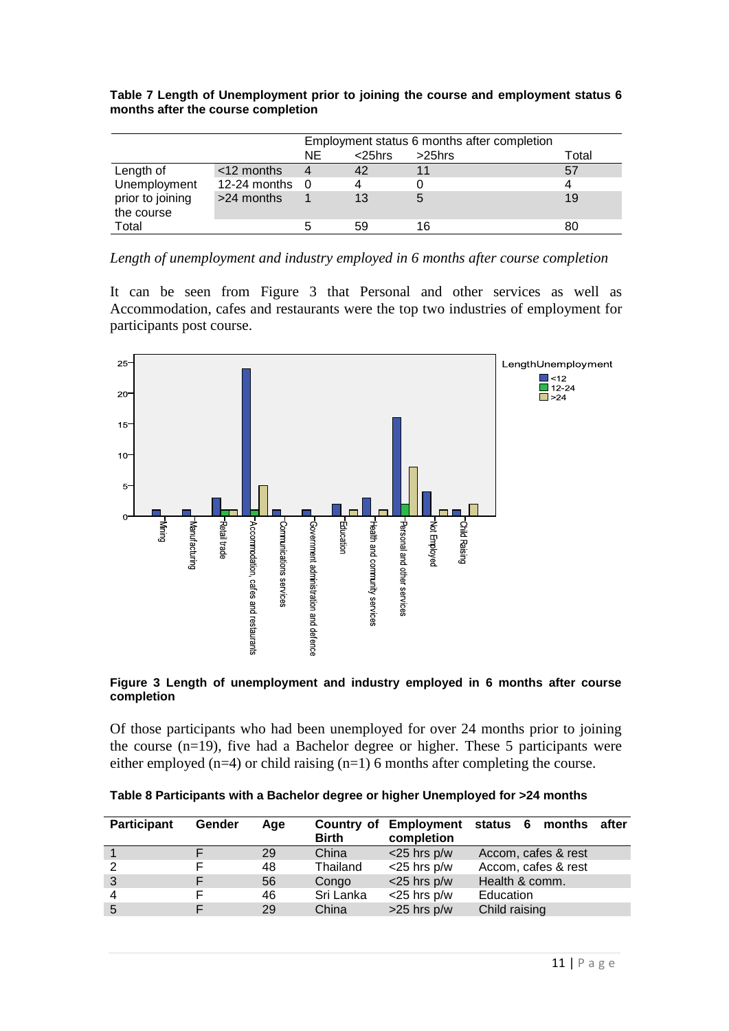**Table 7 Length of Unemployment prior to joining the course and employment status 6 months after the course completion**

| | | Employment status 6 months after completion | | | |
|---|---|---|---|---|---|
| | | NE | <25hrs | >25hrs | Total |
| Length of Unemployment prior to joining the course | <12 months | 4 | 42 | 11 | 57 |
| | 12-24 months | 0 | 4 | 0 | 4 |
| | >24 months | 1 | 13 | 5 | 19 |
| Total | | 5 | 59 | 16 | 80 |

*Length of unemployment and industry employed in 6 months after course completion*

It can be seen from Figure 3 that Personal and other services as well as Accommodation, cafes and restaurants were the top two industries of employment for participants post course.

**Figure 3 Length of unemployment and industry employed in 6 months after course completion**

Of those participants who had been unemployed for over 24 months prior to joining the course (n=19), five had a Bachelor degree or higher. These 5 participants were either employed (n=4) or child raising (n=1) 6 months after completing the course.

**Table 8 Participants with a Bachelor degree or higher Unemployed for >24 months**

| Participant | Gender | Age | Country of Birth | Employment status 6 months after completion | |
|---|---|---|---|---|---|
| 1 | F | 29 | China | <25 hrs p/w | Accom, cafes & rest |
| 2 | F | 48 | Thailand | <25 hrs p/w | Accom, cafes & rest |
| 3 | F | 56 | Congo | <25 hrs p/w | Health & comm. |
| 4 | F | 46 | Sri Lanka | <25 hrs p/w | Education |
| 5 | F | 29 | China | >25 hrs p/w | Child raising |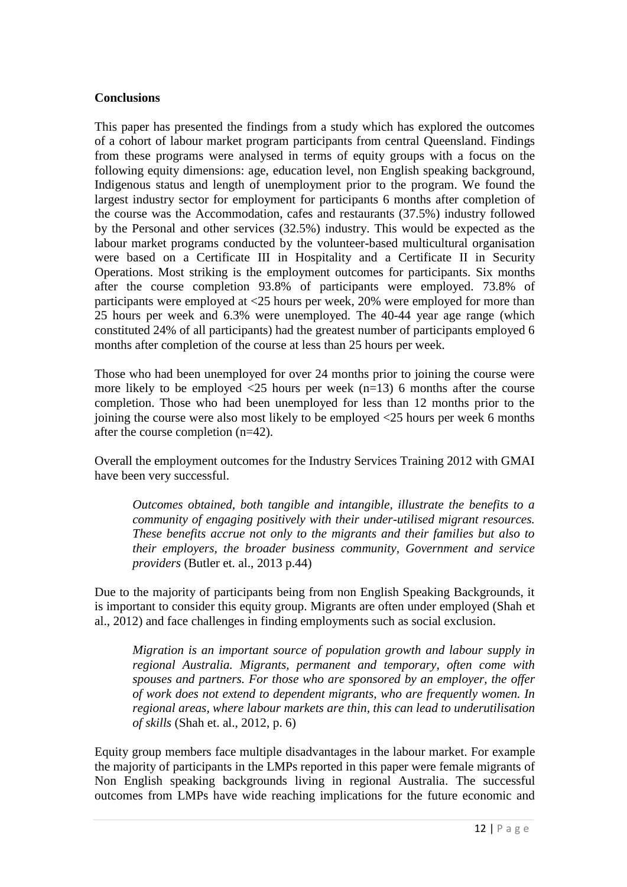**Conclusions**

This paper has presented the findings from a study which has explored the outcomes of a cohort of labour market program participants from central Queensland. Findings from these programs were analysed in terms of equity groups with a focus on the following equity dimensions: age, education level, non English speaking background, Indigenous status and length of unemployment prior to the program. We found the largest industry sector for employment for participants 6 months after completion of the course was the Accommodation, cafes and restaurants (37.5%) industry followed by the Personal and other services (32.5%) industry. This would be expected as the labour market programs conducted by the volunteer-based multicultural organisation were based on a Certificate III in Hospitality and a Certificate II in Security Operations. Most striking is the employment outcomes for participants. Six months after the course completion 93.8% of participants were employed. 73.8% of participants were employed at <25 hours per week, 20% were employed for more than 25 hours per week and 6.3% were unemployed. The 40-44 year age range (which constituted 24% of all participants) had the greatest number of participants employed 6 months after completion of the course at less than 25 hours per week.

Those who had been unemployed for over 24 months prior to joining the course were more likely to be employed <25 hours per week (n=13) 6 months after the course completion. Those who had been unemployed for less than 12 months prior to the joining the course were also most likely to be employed <25 hours per week 6 months after the course completion (n=42).

Overall the employment outcomes for the Industry Services Training 2012 with GMAI have been very successful.

> *Outcomes obtained, both tangible and intangible, illustrate the benefits to a community of engaging positively with their under-utilised migrant resources. These benefits accrue not only to the migrants and their families but also to their employers, the broader business community, Government and service providers* (Butler et. al., 2013 p.44)

Due to the majority of participants being from non English Speaking Backgrounds, it is important to consider this equity group. Migrants are often under employed (Shah et al., 2012) and face challenges in finding employments such as social exclusion.

> *Migration is an important source of population growth and labour supply in regional Australia. Migrants, permanent and temporary, often come with spouses and partners. For those who are sponsored by an employer, the offer of work does not extend to dependent migrants, who are frequently women. In regional areas, where labour markets are thin, this can lead to underutilisation of skills* (Shah et. al., 2012, p. 6)

Equity group members face multiple disadvantages in the labour market. For example the majority of participants in the LMPs reported in this paper were female migrants of Non English speaking backgrounds living in regional Australia. The successful outcomes from LMPs have wide reaching implications for the future economic and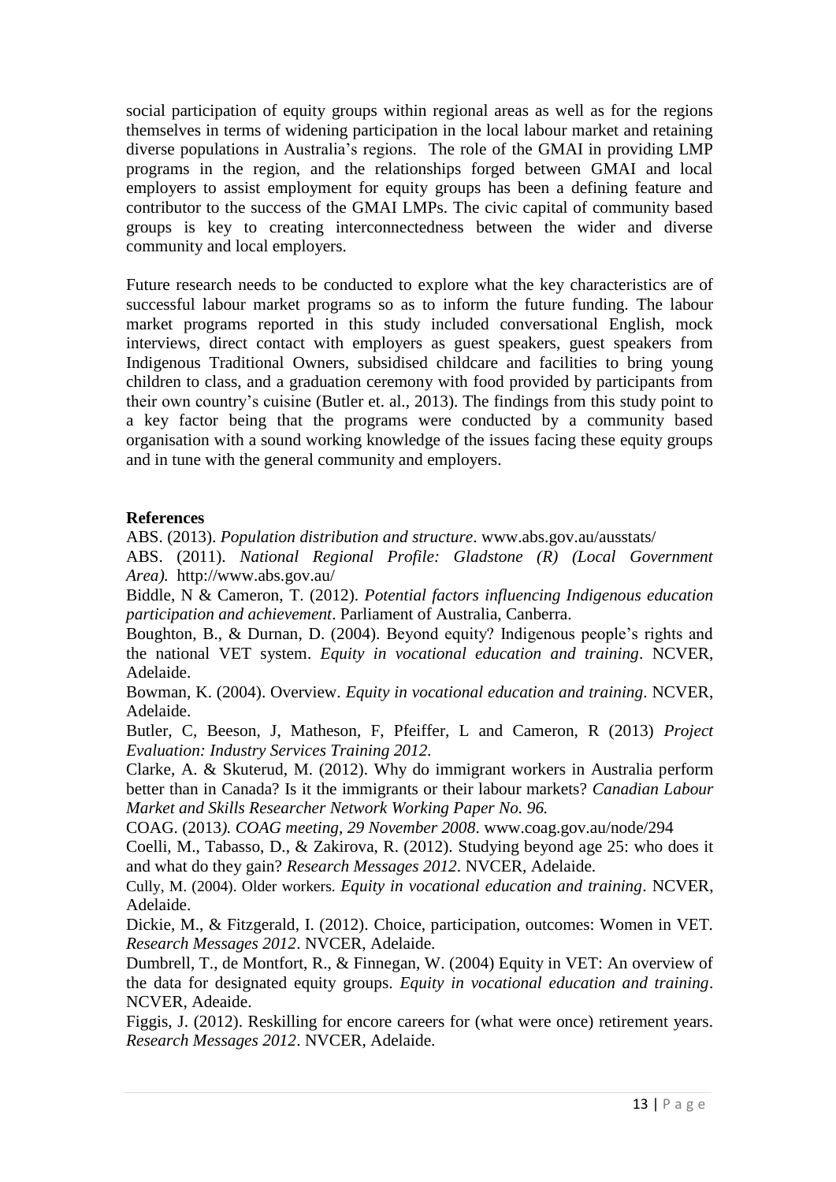social participation of equity groups within regional areas as well as for the regions themselves in terms of widening participation in the local labour market and retaining diverse populations in Australia's regions. The role of the GMAI in providing LMP programs in the region, and the relationships forged between GMAI and local employers to assist employment for equity groups has been a defining feature and contributor to the success of the GMAI LMPs. The civic capital of community based groups is key to creating interconnectedness between the wider and diverse community and local employers.

Future research needs to be conducted to explore what the key characteristics are of successful labour market programs so as to inform the future funding. The labour market programs reported in this study included conversational English, mock interviews, direct contact with employers as guest speakers, guest speakers from Indigenous Traditional Owners, subsidised childcare and facilities to bring young children to class, and a graduation ceremony with food provided by participants from their own country's cuisine (Butler et. al., 2013). The findings from this study point to a key factor being that the programs were conducted by a community based organisation with a sound working knowledge of the issues facing these equity groups and in tune with the general community and employers.

**References**

ABS. (2013). *Population distribution and structure*. www.abs.gov.au/ausstats/

ABS. (2011). *National Regional Profile: Gladstone (R) (Local Government Area).* http://www.abs.gov.au/

Biddle, N & Cameron, T. (2012). *Potential factors influencing Indigenous education participation and achievement*. Parliament of Australia, Canberra.

Boughton, B., & Durnan, D. (2004). Beyond equity? Indigenous people's rights and the national VET system. *Equity in vocational education and training*. NCVER, Adelaide.

Bowman, K. (2004). Overview. *Equity in vocational education and training*. NCVER, Adelaide.

Butler, C, Beeson, J, Matheson, F, Pfeiffer, L and Cameron, R (2013) *Project Evaluation: Industry Services Training 2012.*

Clarke, A. & Skuterud, M. (2012). Why do immigrant workers in Australia perform better than in Canada? Is it the immigrants or their labour markets? *Canadian Labour Market and Skills Researcher Network Working Paper No. 96.*

COAG. (2013*). COAG meeting, 29 November 2008*. www.coag.gov.au/node/294

Coelli, M., Tabasso, D., & Zakirova, R. (2012). Studying beyond age 25: who does it and what do they gain? *Research Messages 2012*. NVCER, Adelaide.

Cully, M. (2004). Older workers. *Equity in vocational education and training*. NCVER, Adelaide.

Dickie, M., & Fitzgerald, I. (2012). Choice, participation, outcomes: Women in VET. *Research Messages 2012*. NVCER, Adelaide.

Dumbrell, T., de Montfort, R., & Finnegan, W. (2004) Equity in VET: An overview of the data for designated equity groups. *Equity in vocational education and training*. NCVER, Adeaide.

Figgis, J. (2012). Reskilling for encore careers for (what were once) retirement years. *Research Messages 2012*. NVCER, Adelaide.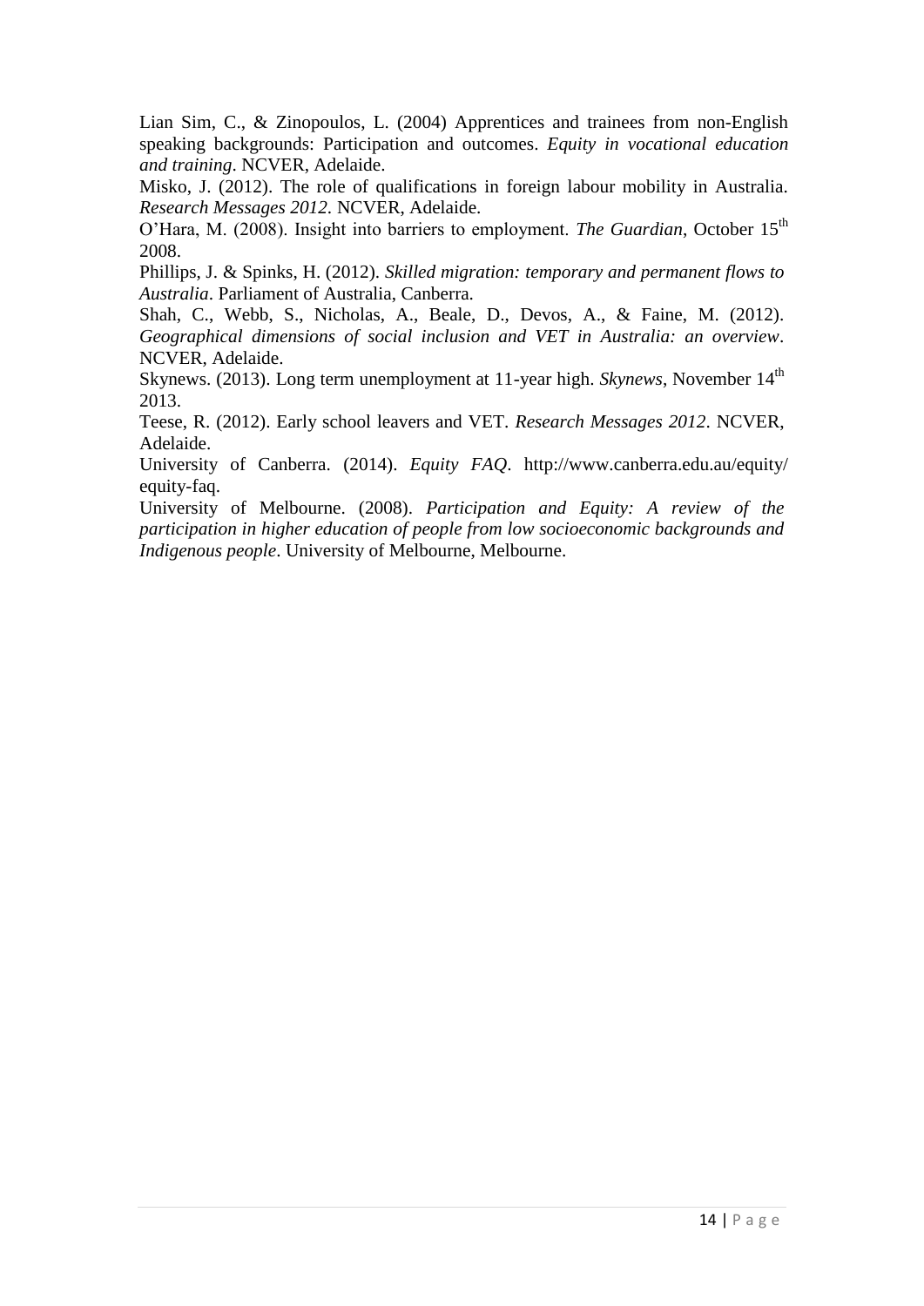Lian Sim, C., & Zinopoulos, L. (2004) Apprentices and trainees from non-English speaking backgrounds: Participation and outcomes. *Equity in vocational education and training*. NCVER, Adelaide.

Misko, J. (2012). The role of qualifications in foreign labour mobility in Australia. *Research Messages 2012*. NCVER, Adelaide.

O'Hara, M. (2008). Insight into barriers to employment. *The Guardian*, October 15th 2008.

Phillips, J. & Spinks, H. (2012). *Skilled migration: temporary and permanent flows to Australia*. Parliament of Australia, Canberra.

Shah, C., Webb, S., Nicholas, A., Beale, D., Devos, A., & Faine, M. (2012). *Geographical dimensions of social inclusion and VET in Australia: an overview*. NCVER, Adelaide.

Skynews. (2013). Long term unemployment at 11-year high. *Skynews*, November 14th 2013.

Teese, R. (2012). Early school leavers and VET. *Research Messages 2012*. NCVER, Adelaide.

University of Canberra. (2014). *Equity FAQ*. http://www.canberra.edu.au/equity/equity-faq.

University of Melbourne. (2008). *Participation and Equity: A review of the participation in higher education of people from low socioeconomic backgrounds and Indigenous people*. University of Melbourne, Melbourne.